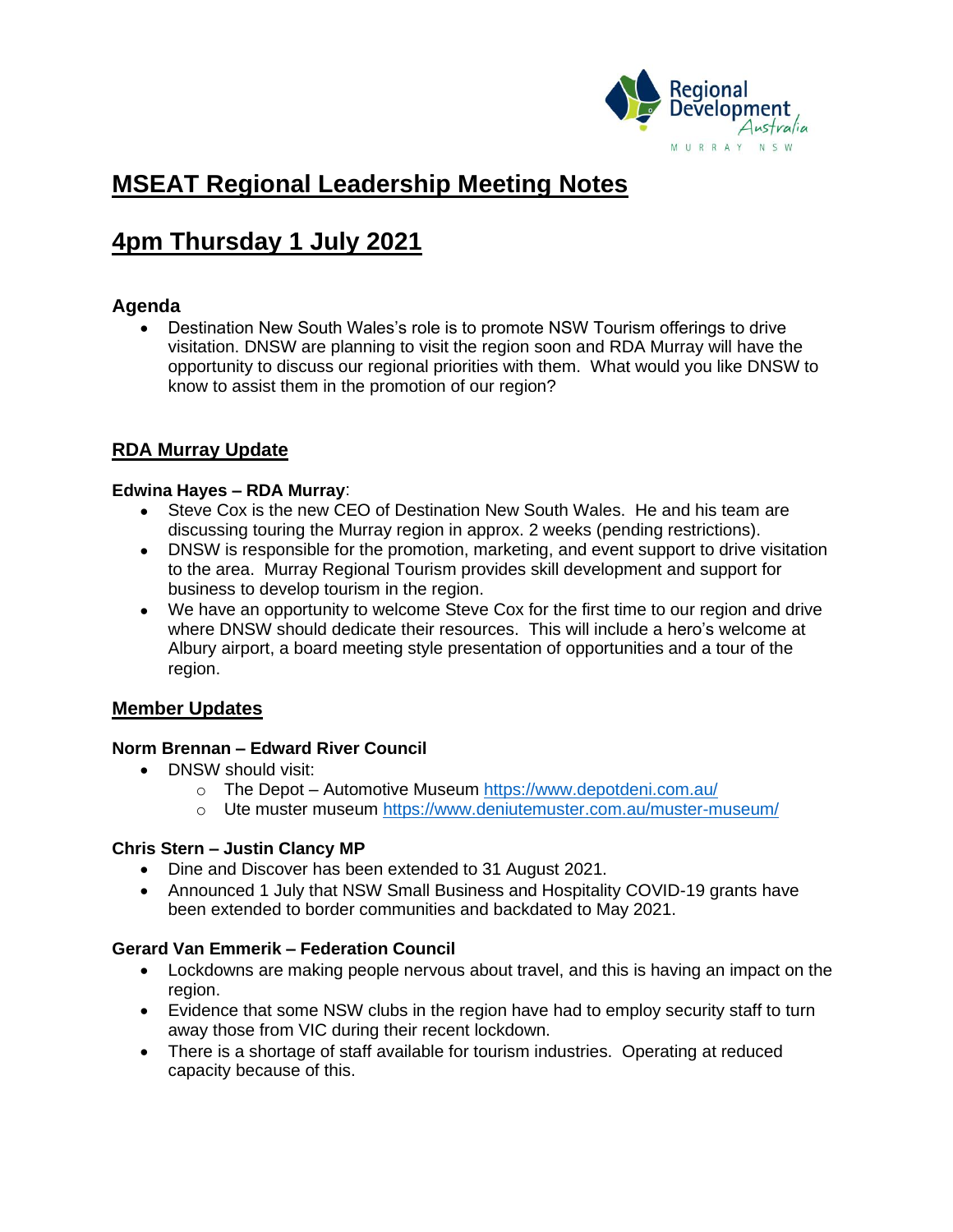# MSEAT Regional Leadership Meeting Notes

# 4pm Thursday 1 July 2021

### Agenda

- Destination New South Wales's role is to promote NSW Tourism offerings to drive visitation. DNSW are planning to visit the region soon and RDA Murray will have the opportunity to discuss our regional priorities with them. What would you like DNSW to know to assist them in the promotion of our region?

## RDA Murray Update

**Edwina Hayes – RDA Murray**:

- Steve Cox is the new CEO of Destination New South Wales. He and his team are discussing touring the Murray region in approx. 2 weeks (pending restrictions).
- DNSW is responsible for the promotion, marketing, and event support to drive visitation to the area. Murray Regional Tourism provides skill development and support for business to develop tourism in the region.
- We have an opportunity to welcome Steve Cox for the first time to our region and drive where DNSW should dedicate their resources. This will include a hero's welcome at Albury airport, a board meeting style presentation of opportunities and a tour of the region.

## Member Updates

**Norm Brennan – Edward River Council**

- DNSW should visit:
  - The Depot – Automotive Museum https://www.depotdeni.com.au/
  - Ute muster museum https://www.deniutemuster.com.au/muster-museum/

**Chris Stern – Justin Clancy MP**

- Dine and Discover has been extended to 31 August 2021.
- Announced 1 July that NSW Small Business and Hospitality COVID-19 grants have been extended to border communities and backdated to May 2021.

**Gerard Van Emmerik – Federation Council**

- Lockdowns are making people nervous about travel, and this is having an impact on the region.
- Evidence that some NSW clubs in the region have had to employ security staff to turn away those from VIC during their recent lockdown.
- There is a shortage of staff available for tourism industries. Operating at reduced capacity because of this.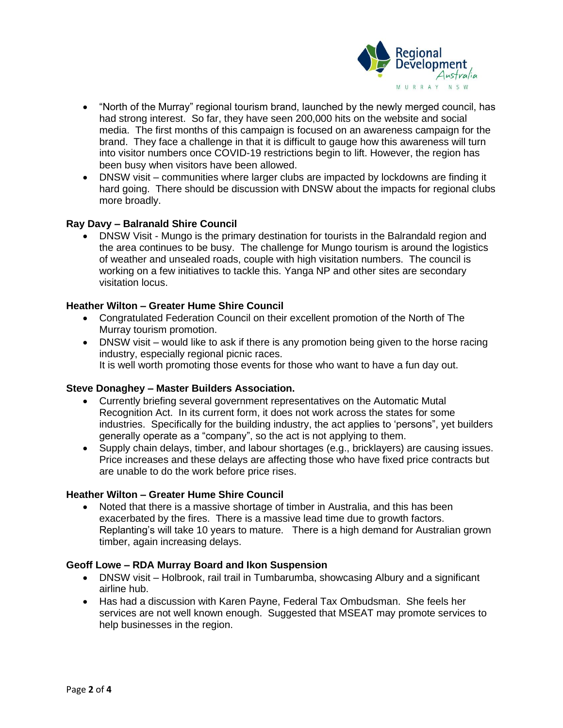- "North of the Murray" regional tourism brand, launched by the newly merged council, has had strong interest. So far, they have seen 200,000 hits on the website and social media. The first months of this campaign is focused on an awareness campaign for the brand. They face a challenge in that it is difficult to gauge how this awareness will turn into visitor numbers once COVID-19 restrictions begin to lift. However, the region has been busy when visitors have been allowed.
- DNSW visit – communities where larger clubs are impacted by lockdowns are finding it hard going. There should be discussion with DNSW about the impacts for regional clubs more broadly.

**Ray Davy – Balranald Shire Council**

- DNSW Visit - Mungo is the primary destination for tourists in the Balrandald region and the area continues to be busy. The challenge for Mungo tourism is around the logistics of weather and unsealed roads, couple with high visitation numbers. The council is working on a few initiatives to tackle this. Yanga NP and other sites are secondary visitation locus.

**Heather Wilton – Greater Hume Shire Council**

- Congratulated Federation Council on their excellent promotion of the North of The Murray tourism promotion.
- DNSW visit – would like to ask if there is any promotion being given to the horse racing industry, especially regional picnic races.
  It is well worth promoting those events for those who want to have a fun day out.

**Steve Donaghey – Master Builders Association.**

- Currently briefing several government representatives on the Automatic Mutal Recognition Act. In its current form, it does not work across the states for some industries. Specifically for the building industry, the act applies to 'persons", yet builders generally operate as a "company", so the act is not applying to them.
- Supply chain delays, timber, and labour shortages (e.g., bricklayers) are causing issues. Price increases and these delays are affecting those who have fixed price contracts but are unable to do the work before price rises.

**Heather Wilton – Greater Hume Shire Council**

- Noted that there is a massive shortage of timber in Australia, and this has been exacerbated by the fires. There is a massive lead time due to growth factors. Replanting's will take 10 years to mature. There is a high demand for Australian grown timber, again increasing delays.

**Geoff Lowe – RDA Murray Board and Ikon Suspension**

- DNSW visit – Holbrook, rail trail in Tumbarumba, showcasing Albury and a significant airline hub.
- Has had a discussion with Karen Payne, Federal Tax Ombudsman. She feels her services are not well known enough. Suggested that MSEAT may promote services to help businesses in the region.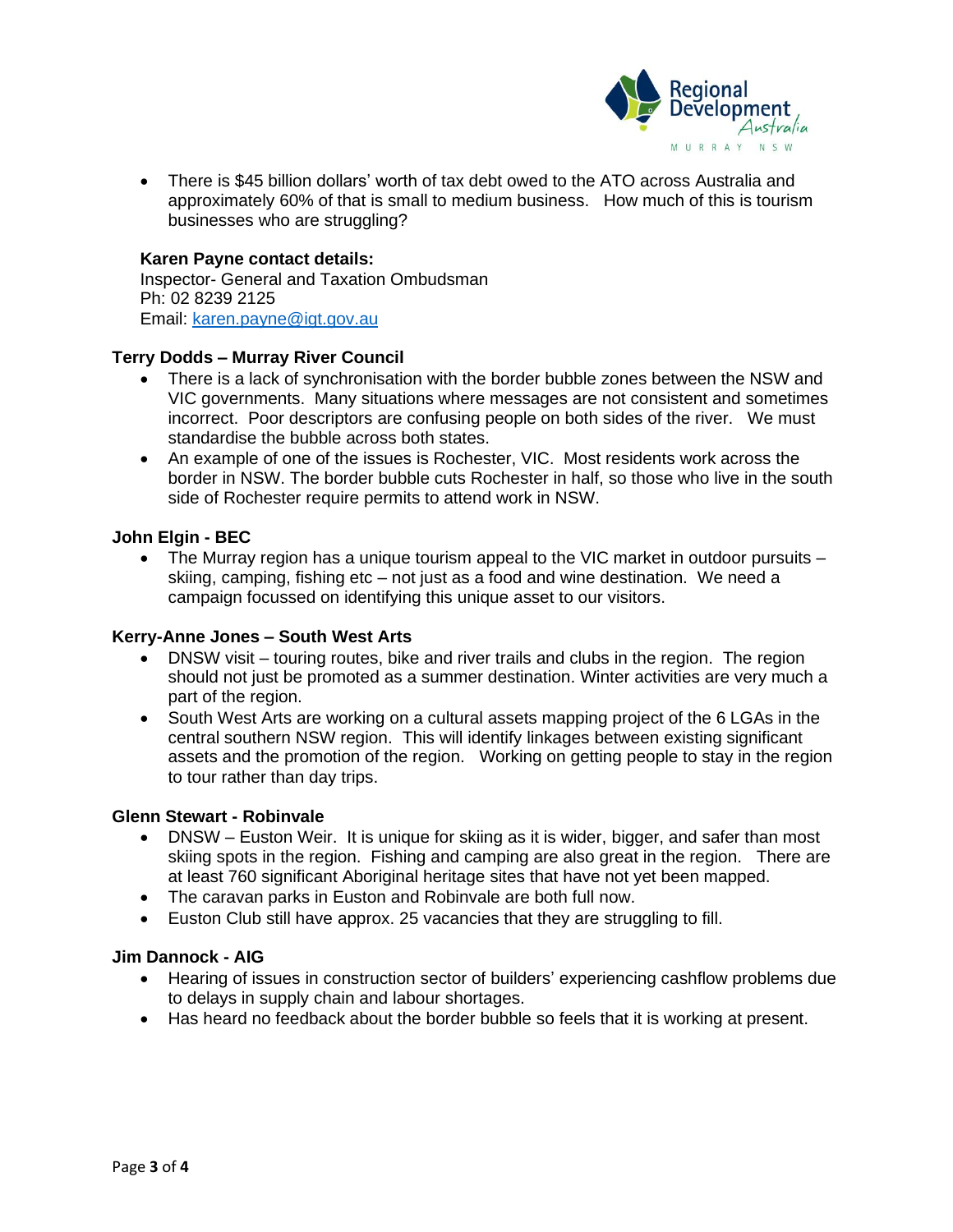- There is $45 billion dollars' worth of tax debt owed to the ATO across Australia and approximately 60% of that is small to medium business. How much of this is tourism businesses who are struggling?

**Karen Payne contact details:**
Inspector- General and Taxation Ombudsman
Ph: 02 8239 2125
Email: karen.payne@igt.gov.au

**Terry Dodds – Murray River Council**

- There is a lack of synchronisation with the border bubble zones between the NSW and VIC governments. Many situations where messages are not consistent and sometimes incorrect. Poor descriptors are confusing people on both sides of the river. We must standardise the bubble across both states.
- An example of one of the issues is Rochester, VIC. Most residents work across the border in NSW. The border bubble cuts Rochester in half, so those who live in the south side of Rochester require permits to attend work in NSW.

**John Elgin - BEC**

- The Murray region has a unique tourism appeal to the VIC market in outdoor pursuits – skiing, camping, fishing etc – not just as a food and wine destination. We need a campaign focussed on identifying this unique asset to our visitors.

**Kerry-Anne Jones – South West Arts**

- DNSW visit – touring routes, bike and river trails and clubs in the region. The region should not just be promoted as a summer destination. Winter activities are very much a part of the region.
- South West Arts are working on a cultural assets mapping project of the 6 LGAs in the central southern NSW region. This will identify linkages between existing significant assets and the promotion of the region. Working on getting people to stay in the region to tour rather than day trips.

**Glenn Stewart - Robinvale**

- DNSW – Euston Weir. It is unique for skiing as it is wider, bigger, and safer than most skiing spots in the region. Fishing and camping are also great in the region. There are at least 760 significant Aboriginal heritage sites that have not yet been mapped.
- The caravan parks in Euston and Robinvale are both full now.
- Euston Club still have approx. 25 vacancies that they are struggling to fill.

**Jim Dannock - AIG**

- Hearing of issues in construction sector of builders' experiencing cashflow problems due to delays in supply chain and labour shortages.
- Has heard no feedback about the border bubble so feels that it is working at present.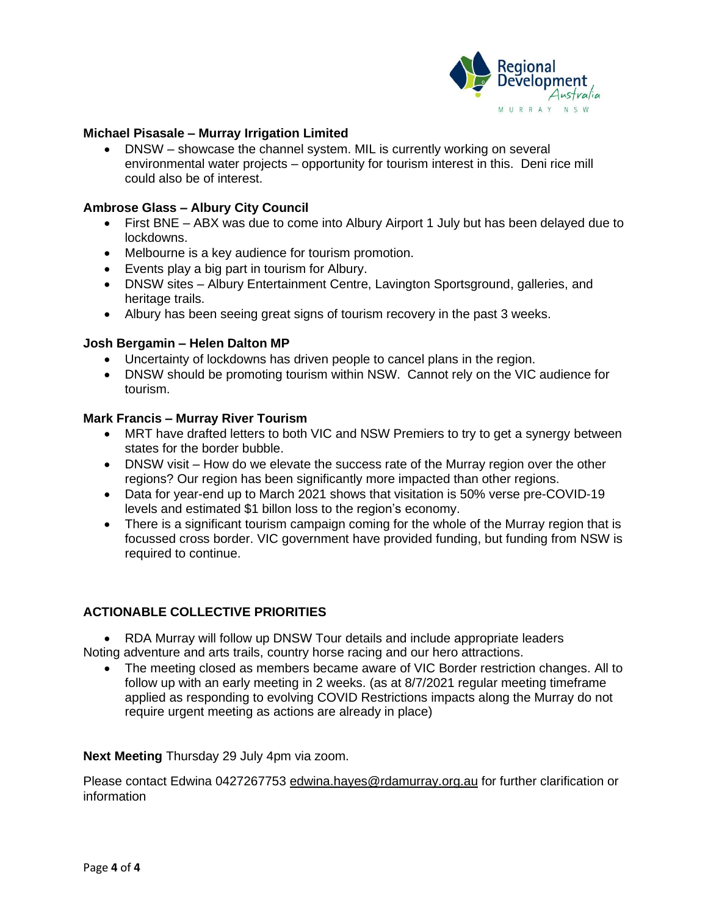**Michael Pisasale – Murray Irrigation Limited**

- DNSW – showcase the channel system. MIL is currently working on several environmental water projects – opportunity for tourism interest in this. Deni rice mill could also be of interest.

**Ambrose Glass – Albury City Council**

- First BNE – ABX was due to come into Albury Airport 1 July but has been delayed due to lockdowns.
- Melbourne is a key audience for tourism promotion.
- Events play a big part in tourism for Albury.
- DNSW sites – Albury Entertainment Centre, Lavington Sportsground, galleries, and heritage trails.
- Albury has been seeing great signs of tourism recovery in the past 3 weeks.

**Josh Bergamin – Helen Dalton MP**

- Uncertainty of lockdowns has driven people to cancel plans in the region.
- DNSW should be promoting tourism within NSW. Cannot rely on the VIC audience for tourism.

**Mark Francis – Murray River Tourism**

- MRT have drafted letters to both VIC and NSW Premiers to try to get a synergy between states for the border bubble.
- DNSW visit – How do we elevate the success rate of the Murray region over the other regions? Our region has been significantly more impacted than other regions.
- Data for year-end up to March 2021 shows that visitation is 50% verse pre-COVID-19 levels and estimated $1 billon loss to the region's economy.
- There is a significant tourism campaign coming for the whole of the Murray region that is focussed cross border. VIC government have provided funding, but funding from NSW is required to continue.

**ACTIONABLE COLLECTIVE PRIORITIES**

- RDA Murray will follow up DNSW Tour details and include appropriate leaders

Noting adventure and arts trails, country horse racing and our hero attractions.

- The meeting closed as members became aware of VIC Border restriction changes. All to follow up with an early meeting in 2 weeks. (as at 8/7/2021 regular meeting timeframe applied as responding to evolving COVID Restrictions impacts along the Murray do not require urgent meeting as actions are already in place)

**Next Meeting** Thursday 29 July 4pm via zoom.

Please contact Edwina 0427267753 edwina.hayes@rdamurray.org.au for further clarification or information